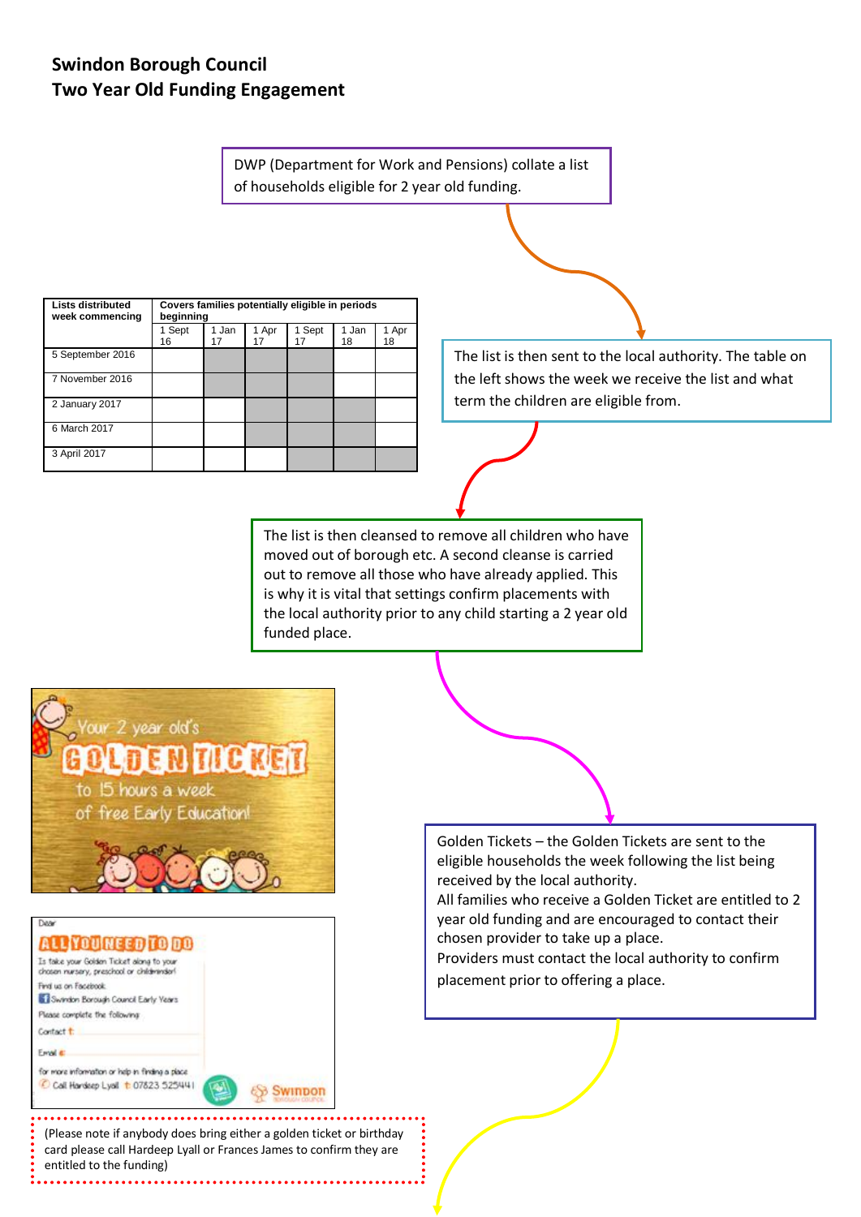# Swindon Borough Council
## Two Year Old Funding Engagement

DWP (Department for Work and Pensions) collate a list of households eligible for 2 year old funding.

| Lists distributed week commencing | Covers families potentially eligible in periods beginning | | | | | |
|---|---|---|---|---|---|---|
| | 1 Sept 16 | 1 Jan 17 | 1 Apr 17 | 1 Sept 17 | 1 Jan 18 | 1 Apr 18 |
| 5 September 2016 | | | | | | |
| 7 November 2016 | | | | | | |
| 2 January 2017 | | | | | | |
| 6 March 2017 | | | | | | |
| 3 April 2017 | | | | | | |

The list is then sent to the local authority. The table on the left shows the week we receive the list and what term the children are eligible from.

The list is then cleansed to remove all children who have moved out of borough etc. A second cleanse is carried out to remove all those who have already applied. This is why it is vital that settings confirm placements with the local authority prior to any child starting a 2 year old funded place.

Your 2 year old's GOLDEN TICKET to 15 hours a week of free Early Education!

Dear

ALL YOU NEED TO DO

Is take your Golden Ticket along to your chosen nursery, preschool or childminder!

Find us on Facebook

Swindon Borough Council Early Years

Please complete the following

Contact t

Email e

for more information or help in finding a place

Call Hardeep Lyall t 07823 525441

Swindon

Golden Tickets – the Golden Tickets are sent to the eligible households the week following the list being received by the local authority.

All families who receive a Golden Ticket are entitled to 2 year old funding and are encouraged to contact their chosen provider to take up a place.

Providers must contact the local authority to confirm placement prior to offering a place.

(Please note if anybody does bring either a golden ticket or birthday card please call Hardeep Lyall or Frances James to confirm they are entitled to the funding)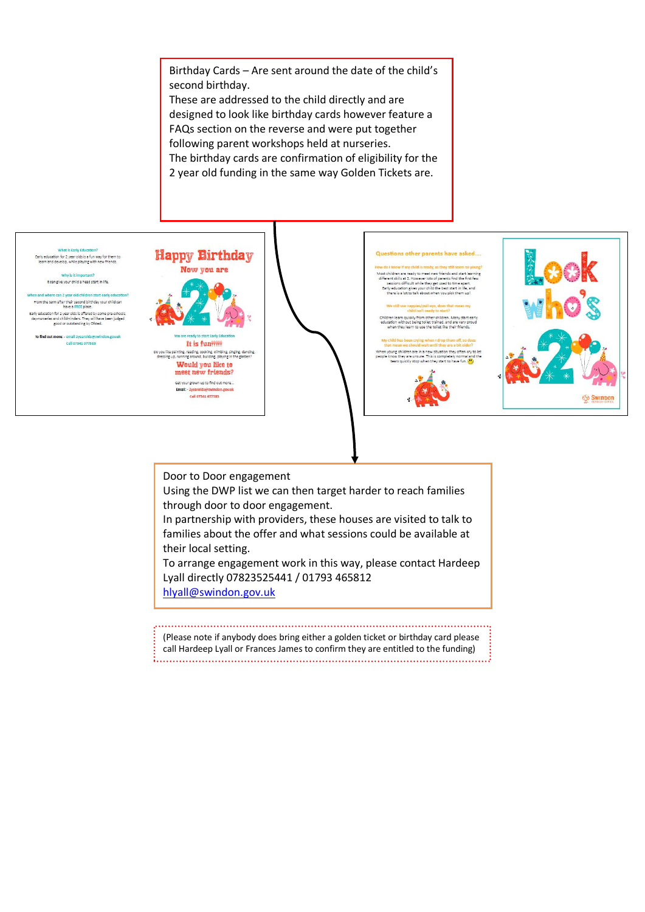Birthday Cards – Are sent around the date of the child's second birthday.
These are addressed to the child directly and are designed to look like birthday cards however feature a FAQs section on the reverse and were put together following parent workshops held at nurseries.
The birthday cards are confirmation of eligibility for the 2 year old funding in the same way Golden Tickets are.

What is Early Education?
Early education for 2 year olds is a fun way for them to learn and develop, while playing with new friends.

Why is it important?
It can give your child a head start in life.

When and where can 2 year old children start early education?
From the term after their second birthday your child can have a FREE place.
Early education for 2 year olds is offered by some pre-schools, day-nurseries and childminders. They will have been judged good or outstanding by Ofsted.

To find out more: - email 2yearolds@swindon.gov.uk
Call 07341 077583

Happy Birthday
Now you are
2

You are ready to start Early Education
It is fun!!!!!
Do you like painting, reading, cooking, climbing, singing, dancing, dressing up, running around, building, playing in the garden?
Would you like to meet new friends?

Get your grown up to find out more...
Email: - 2yearolds@swindon.gov.uk
Call 07341 077583

Questions other parents have asked....

How do I know if my child is ready, as they still seem so young?
Most children are ready to meet new friends and start learning different skills at 2. However lots of parents find the first few sessions difficult while they get used to time apart.
Early education gives your child the best start in life, and there is a lot to talk about when you pick them up!

We still use nappies/pull ups, does that mean my child isn't ready to start?
Children learn quickly from other children. Many start early education without being toilet trained, and are very proud when they learn to use the toilet like their friends.

My child has been crying when I drop them off, so does that mean we should wait until they are a bit older?
When young children are in a new situation they often cry to let people know they are unsure. This is completely normal and the tears quickly stop when they start to have fun.

Look who's
2

Swindon

Door to Door engagement
Using the DWP list we can then target harder to reach families through door to door engagement.
In partnership with providers, these houses are visited to talk to families about the offer and what sessions could be available at their local setting.
To arrange engagement work in this way, please contact Hardeep Lyall directly 07823525441 / 01793 465812
hlyall@swindon.gov.uk

(Please note if anybody does bring either a golden ticket or birthday card please call Hardeep Lyall or Frances James to confirm they are entitled to the funding)